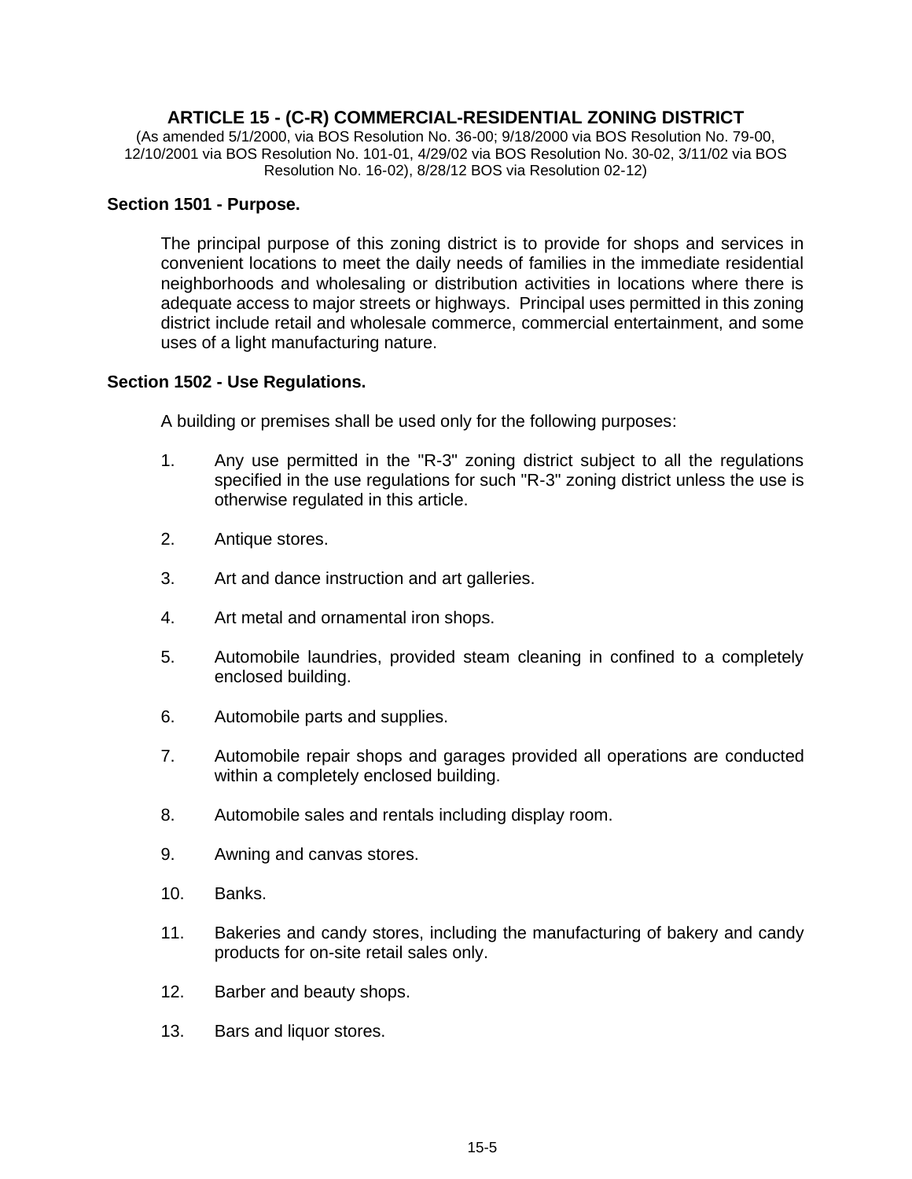# ARTICLE 15 - (C-R) COMMERCIAL-RESIDENTIAL ZONING DISTRICT

(As amended 5/1/2000, via BOS Resolution No. 36-00; 9/18/2000 via BOS Resolution No. 79-00, 12/10/2001 via BOS Resolution No. 101-01, 4/29/02 via BOS Resolution No. 30-02, 3/11/02 via BOS Resolution No. 16-02), 8/28/12 BOS via Resolution 02-12)

## Section 1501 - Purpose.

The principal purpose of this zoning district is to provide for shops and services in convenient locations to meet the daily needs of families in the immediate residential neighborhoods and wholesaling or distribution activities in locations where there is adequate access to major streets or highways. Principal uses permitted in this zoning district include retail and wholesale commerce, commercial entertainment, and some uses of a light manufacturing nature.

## Section 1502 - Use Regulations.

A building or premises shall be used only for the following purposes:

1. Any use permitted in the "R-3" zoning district subject to all the regulations specified in the use regulations for such "R-3" zoning district unless the use is otherwise regulated in this article.

2. Antique stores.

3. Art and dance instruction and art galleries.

4. Art metal and ornamental iron shops.

5. Automobile laundries, provided steam cleaning in confined to a completely enclosed building.

6. Automobile parts and supplies.

7. Automobile repair shops and garages provided all operations are conducted within a completely enclosed building.

8. Automobile sales and rentals including display room.

9. Awning and canvas stores.

10. Banks.

11. Bakeries and candy stores, including the manufacturing of bakery and candy products for on-site retail sales only.

12. Barber and beauty shops.

13. Bars and liquor stores.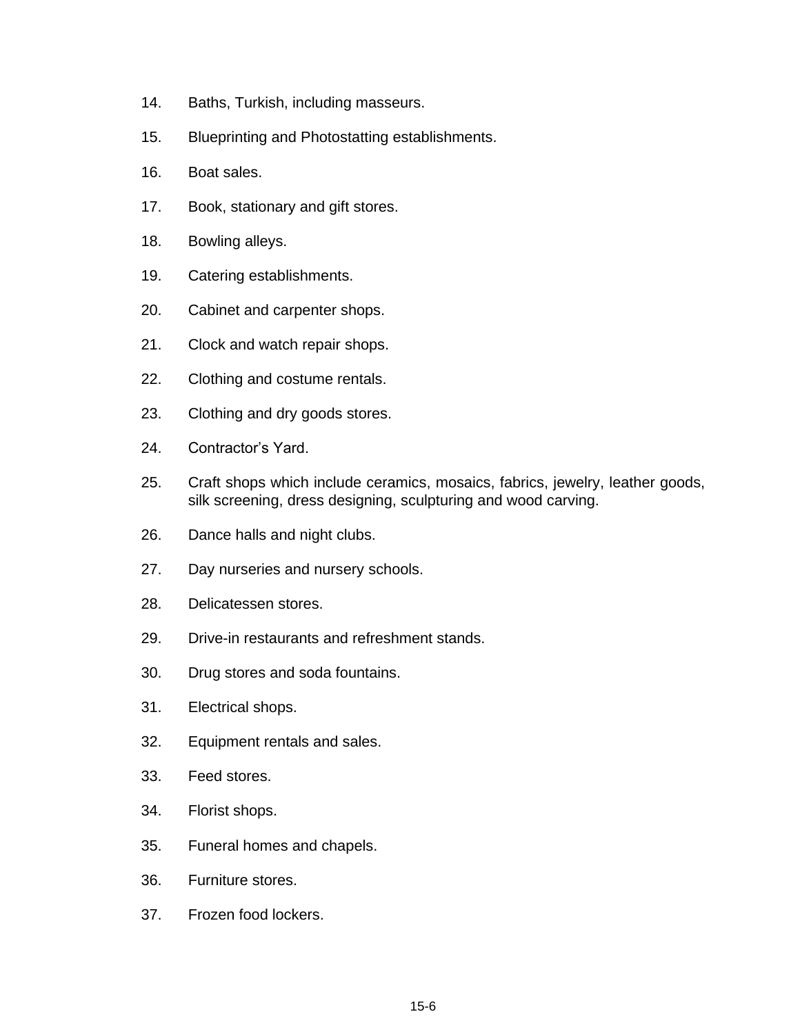14. Baths, Turkish, including masseurs.

15. Blueprinting and Photostatting establishments.

16. Boat sales.

17. Book, stationary and gift stores.

18. Bowling alleys.

19. Catering establishments.

20. Cabinet and carpenter shops.

21. Clock and watch repair shops.

22. Clothing and costume rentals.

23. Clothing and dry goods stores.

24. Contractor's Yard.

25. Craft shops which include ceramics, mosaics, fabrics, jewelry, leather goods, silk screening, dress designing, sculpturing and wood carving.

26. Dance halls and night clubs.

27. Day nurseries and nursery schools.

28. Delicatessen stores.

29. Drive-in restaurants and refreshment stands.

30. Drug stores and soda fountains.

31. Electrical shops.

32. Equipment rentals and sales.

33. Feed stores.

34. Florist shops.

35. Funeral homes and chapels.

36. Furniture stores.

37. Frozen food lockers.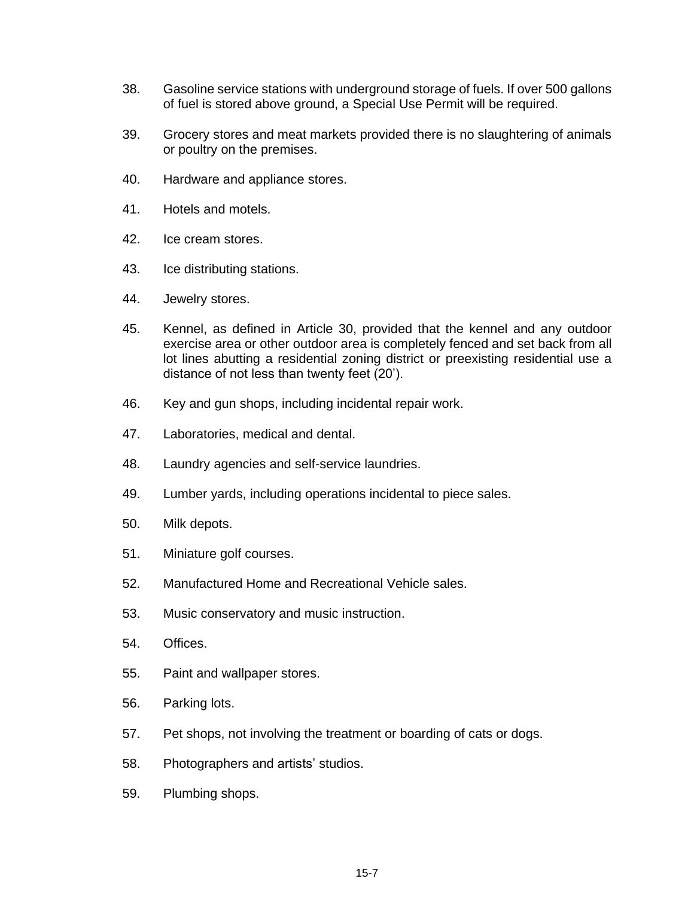38. Gasoline service stations with underground storage of fuels. If over 500 gallons of fuel is stored above ground, a Special Use Permit will be required.

39. Grocery stores and meat markets provided there is no slaughtering of animals or poultry on the premises.

40. Hardware and appliance stores.

41. Hotels and motels.

42. Ice cream stores.

43. Ice distributing stations.

44. Jewelry stores.

45. Kennel, as defined in Article 30, provided that the kennel and any outdoor exercise area or other outdoor area is completely fenced and set back from all lot lines abutting a residential zoning district or preexisting residential use a distance of not less than twenty feet (20’).

46. Key and gun shops, including incidental repair work.

47. Laboratories, medical and dental.

48. Laundry agencies and self-service laundries.

49. Lumber yards, including operations incidental to piece sales.

50. Milk depots.

51. Miniature golf courses.

52. Manufactured Home and Recreational Vehicle sales.

53. Music conservatory and music instruction.

54. Offices.

55. Paint and wallpaper stores.

56. Parking lots.

57. Pet shops, not involving the treatment or boarding of cats or dogs.

58. Photographers and artists’ studios.

59. Plumbing shops.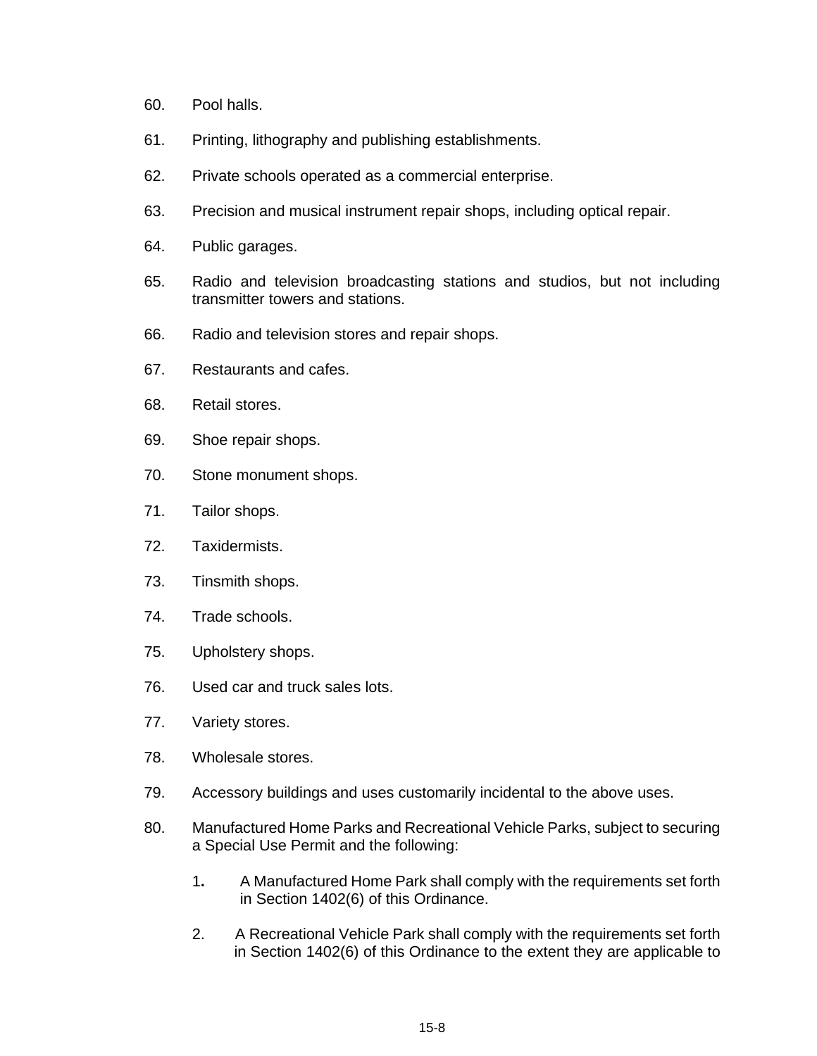60. Pool halls.

61. Printing, lithography and publishing establishments.

62. Private schools operated as a commercial enterprise.

63. Precision and musical instrument repair shops, including optical repair.

64. Public garages.

65. Radio and television broadcasting stations and studios, but not including transmitter towers and stations.

66. Radio and television stores and repair shops.

67. Restaurants and cafes.

68. Retail stores.

69. Shoe repair shops.

70. Stone monument shops.

71. Tailor shops.

72. Taxidermists.

73. Tinsmith shops.

74. Trade schools.

75. Upholstery shops.

76. Used car and truck sales lots.

77. Variety stores.

78. Wholesale stores.

79. Accessory buildings and uses customarily incidental to the above uses.

80. Manufactured Home Parks and Recreational Vehicle Parks, subject to securing a Special Use Permit and the following:

    1. A Manufactured Home Park shall comply with the requirements set forth in Section 1402(6) of this Ordinance.

    2. A Recreational Vehicle Park shall comply with the requirements set forth in Section 1402(6) of this Ordinance to the extent they are applicable to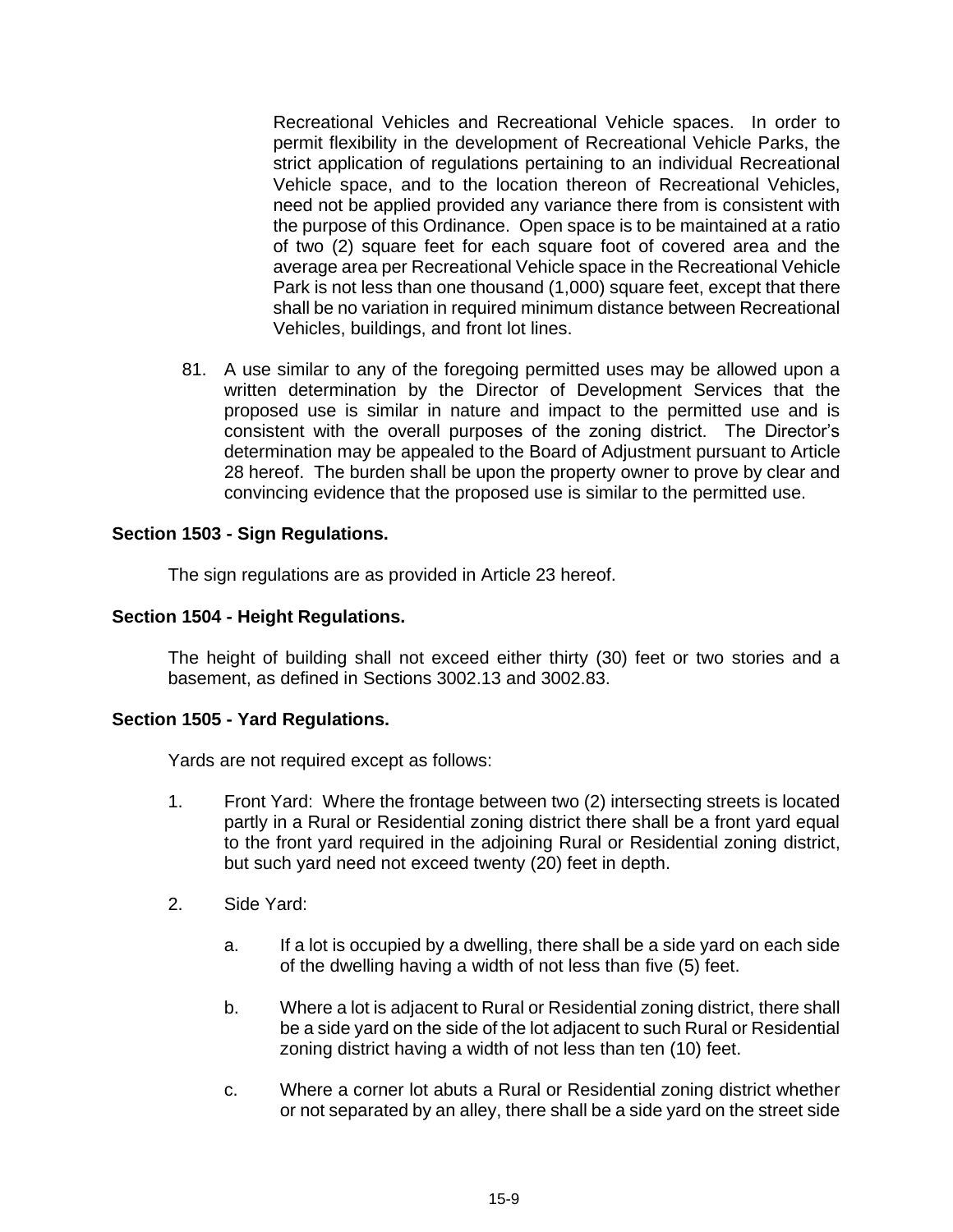Recreational Vehicles and Recreational Vehicle spaces. In order to permit flexibility in the development of Recreational Vehicle Parks, the strict application of regulations pertaining to an individual Recreational Vehicle space, and to the location thereon of Recreational Vehicles, need not be applied provided any variance there from is consistent with the purpose of this Ordinance. Open space is to be maintained at a ratio of two (2) square feet for each square foot of covered area and the average area per Recreational Vehicle space in the Recreational Vehicle Park is not less than one thousand (1,000) square feet, except that there shall be no variation in required minimum distance between Recreational Vehicles, buildings, and front lot lines.

81. A use similar to any of the foregoing permitted uses may be allowed upon a written determination by the Director of Development Services that the proposed use is similar in nature and impact to the permitted use and is consistent with the overall purposes of the zoning district. The Director's determination may be appealed to the Board of Adjustment pursuant to Article 28 hereof. The burden shall be upon the property owner to prove by clear and convincing evidence that the proposed use is similar to the permitted use.

**Section 1503 - Sign Regulations.**

The sign regulations are as provided in Article 23 hereof.

**Section 1504 - Height Regulations.**

The height of building shall not exceed either thirty (30) feet or two stories and a basement, as defined in Sections 3002.13 and 3002.83.

**Section 1505 - Yard Regulations.**

Yards are not required except as follows:

1. Front Yard: Where the frontage between two (2) intersecting streets is located partly in a Rural or Residential zoning district there shall be a front yard equal to the front yard required in the adjoining Rural or Residential zoning district, but such yard need not exceed twenty (20) feet in depth.

2. Side Yard:

   a. If a lot is occupied by a dwelling, there shall be a side yard on each side of the dwelling having a width of not less than five (5) feet.

   b. Where a lot is adjacent to Rural or Residential zoning district, there shall be a side yard on the side of the lot adjacent to such Rural or Residential zoning district having a width of not less than ten (10) feet.

   c. Where a corner lot abuts a Rural or Residential zoning district whether or not separated by an alley, there shall be a side yard on the street side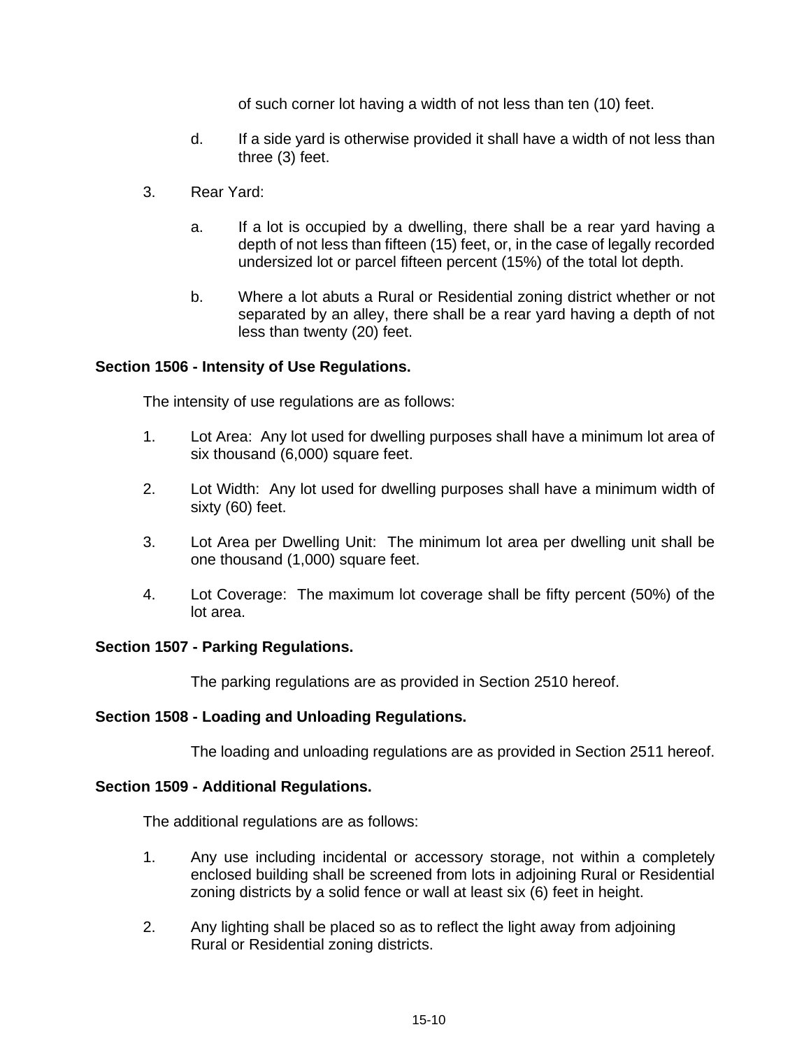of such corner lot having a width of not less than ten (10) feet.

d. If a side yard is otherwise provided it shall have a width of not less than three (3) feet.

3. Rear Yard:

   a. If a lot is occupied by a dwelling, there shall be a rear yard having a depth of not less than fifteen (15) feet, or, in the case of legally recorded undersized lot or parcel fifteen percent (15%) of the total lot depth.

   b. Where a lot abuts a Rural or Residential zoning district whether or not separated by an alley, there shall be a rear yard having a depth of not less than twenty (20) feet.

**Section 1506 - Intensity of Use Regulations.**

The intensity of use regulations are as follows:

1. Lot Area: Any lot used for dwelling purposes shall have a minimum lot area of six thousand (6,000) square feet.

2. Lot Width: Any lot used for dwelling purposes shall have a minimum width of sixty (60) feet.

3. Lot Area per Dwelling Unit: The minimum lot area per dwelling unit shall be one thousand (1,000) square feet.

4. Lot Coverage: The maximum lot coverage shall be fifty percent (50%) of the lot area.

**Section 1507 - Parking Regulations.**

The parking regulations are as provided in Section 2510 hereof.

**Section 1508 - Loading and Unloading Regulations.**

The loading and unloading regulations are as provided in Section 2511 hereof.

**Section 1509 - Additional Regulations.**

The additional regulations are as follows:

1. Any use including incidental or accessory storage, not within a completely enclosed building shall be screened from lots in adjoining Rural or Residential zoning districts by a solid fence or wall at least six (6) feet in height.

2. Any lighting shall be placed so as to reflect the light away from adjoining Rural or Residential zoning districts.